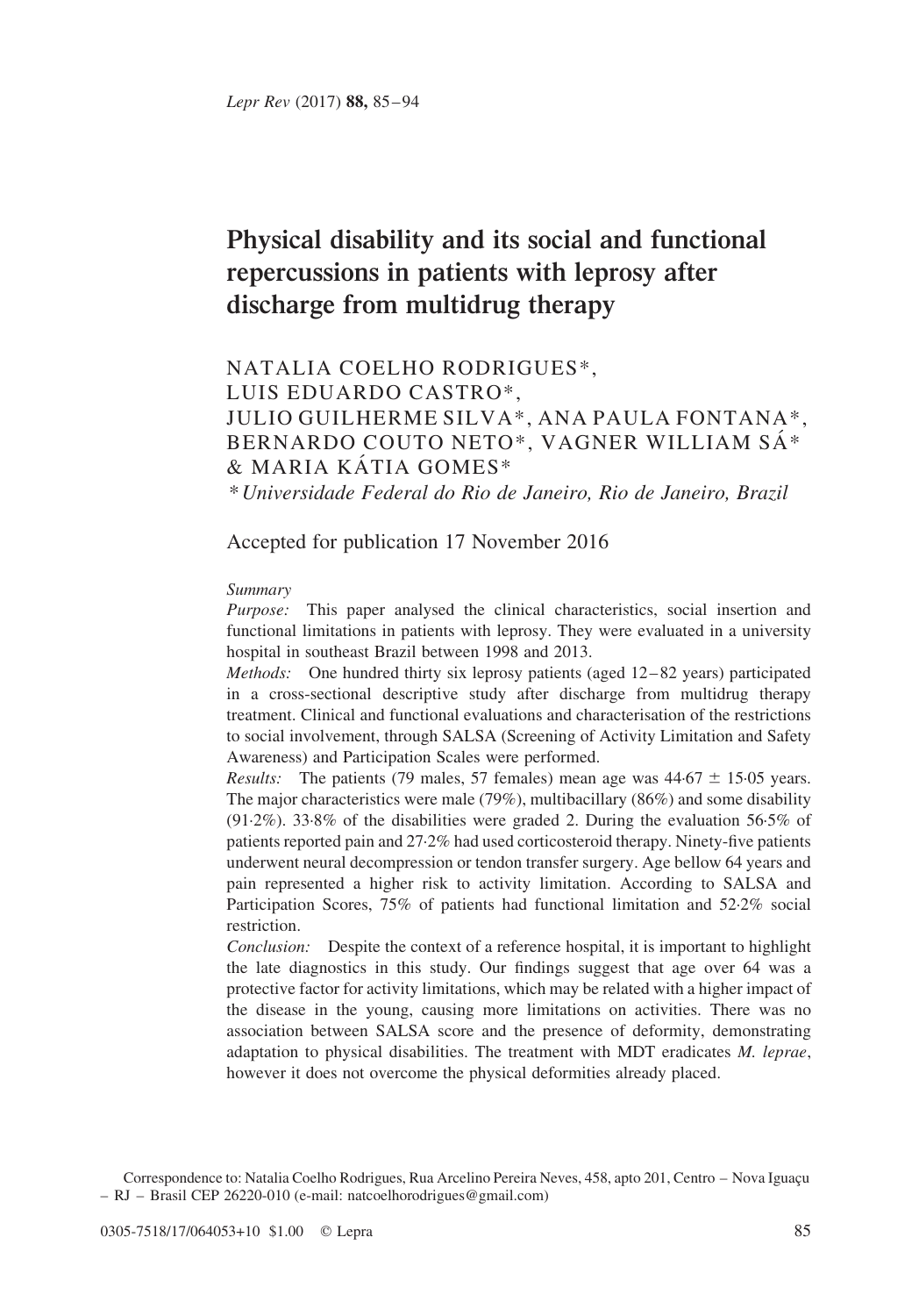# Physical disability and its social and functional repercussions in patients with leprosy after discharge from multidrug therapy

NATALIA COELHO RODRIGUES*, LUIS EDUARDO CASTRO*, JULIO GUILHERME SILVA*, ANA PAULA FONTANA*, BERNARDO COUTO NETO*, VAGNER WILLIAM SÁ* & MARIA KÁTIA GOMES*

*\*Universidade Federal do Rio de Janeiro, Rio de Janeiro, Brazil*

Accepted for publication 17 November 2016

*Summary*

*Purpose:* This paper analysed the clinical characteristics, social insertion and functional limitations in patients with leprosy. They were evaluated in a university hospital in southeast Brazil between 1998 and 2013.

*Methods:* One hundred thirty six leprosy patients (aged 12–82 years) participated in a cross-sectional descriptive study after discharge from multidrug therapy treatment. Clinical and functional evaluations and characterisation of the restrictions to social involvement, through SALSA (Screening of Activity Limitation and Safety Awareness) and Participation Scales were performed.

*Results:* The patients (79 males, 57 females) mean age was 44·67 ± 15·05 years. The major characteristics were male (79%), multibacillary (86%) and some disability (91·2%). 33·8% of the disabilities were graded 2. During the evaluation 56·5% of patients reported pain and 27·2% had used corticosteroid therapy. Ninety-five patients underwent neural decompression or tendon transfer surgery. Age bellow 64 years and pain represented a higher risk to activity limitation. According to SALSA and Participation Scores, 75% of patients had functional limitation and 52·2% social restriction.

*Conclusion:* Despite the context of a reference hospital, it is important to highlight the late diagnostics in this study. Our findings suggest that age over 64 was a protective factor for activity limitations, which may be related with a higher impact of the disease in the young, causing more limitations on activities. There was no association between SALSA score and the presence of deformity, demonstrating adaptation to physical disabilities. The treatment with MDT eradicates *M. leprae*, however it does not overcome the physical deformities already placed.

Correspondence to: Natalia Coelho Rodrigues, Rua Arcelino Pereira Neves, 458, apto 201, Centro – Nova Iguaçu – RJ – Brasil CEP 26220-010 (e-mail: natcoelhorodrigues@gmail.com)

0305-7518/17/064053+10 $1.00 © Lepra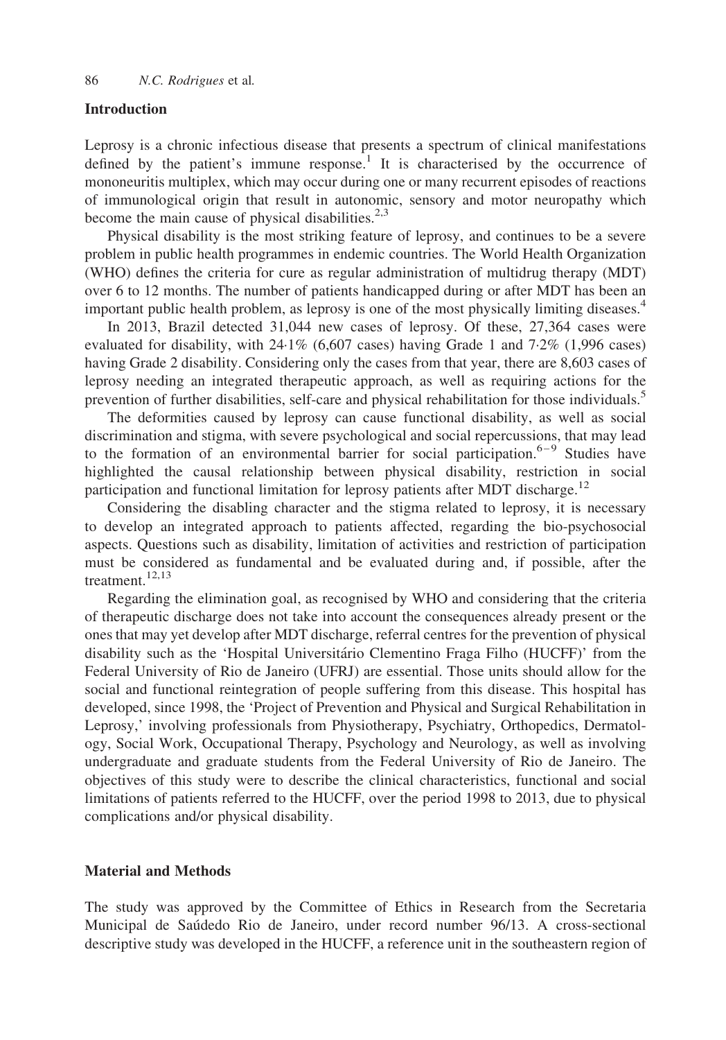## Introduction

Leprosy is a chronic infectious disease that presents a spectrum of clinical manifestations defined by the patient's immune response.[1] It is characterised by the occurrence of mononeuritis multiplex, which may occur during one or many recurrent episodes of reactions of immunological origin that result in autonomic, sensory and motor neuropathy which become the main cause of physical disabilities.[2,3]

Physical disability is the most striking feature of leprosy, and continues to be a severe problem in public health programmes in endemic countries. The World Health Organization (WHO) defines the criteria for cure as regular administration of multidrug therapy (MDT) over 6 to 12 months. The number of patients handicapped during or after MDT has been an important public health problem, as leprosy is one of the most physically limiting diseases.[4]

In 2013, Brazil detected 31,044 new cases of leprosy. Of these, 27,364 cases were evaluated for disability, with 24·1% (6,607 cases) having Grade 1 and 7·2% (1,996 cases) having Grade 2 disability. Considering only the cases from that year, there are 8,603 cases of leprosy needing an integrated therapeutic approach, as well as requiring actions for the prevention of further disabilities, self-care and physical rehabilitation for those individuals.[5]

The deformities caused by leprosy can cause functional disability, as well as social discrimination and stigma, with severe psychological and social repercussions, that may lead to the formation of an environmental barrier for social participation.[6–9] Studies have highlighted the causal relationship between physical disability, restriction in social participation and functional limitation for leprosy patients after MDT discharge.[12]

Considering the disabling character and the stigma related to leprosy, it is necessary to develop an integrated approach to patients affected, regarding the bio-psychosocial aspects. Questions such as disability, limitation of activities and restriction of participation must be considered as fundamental and be evaluated during and, if possible, after the treatment.[12,13]

Regarding the elimination goal, as recognised by WHO and considering that the criteria of therapeutic discharge does not take into account the consequences already present or the ones that may yet develop after MDT discharge, referral centres for the prevention of physical disability such as the 'Hospital Universitário Clementino Fraga Filho (HUCFF)' from the Federal University of Rio de Janeiro (UFRJ) are essential. Those units should allow for the social and functional reintegration of people suffering from this disease. This hospital has developed, since 1998, the 'Project of Prevention and Physical and Surgical Rehabilitation in Leprosy,' involving professionals from Physiotherapy, Psychiatry, Orthopedics, Dermatology, Social Work, Occupational Therapy, Psychology and Neurology, as well as involving undergraduate and graduate students from the Federal University of Rio de Janeiro. The objectives of this study were to describe the clinical characteristics, functional and social limitations of patients referred to the HUCFF, over the period 1998 to 2013, due to physical complications and/or physical disability.

## Material and Methods

The study was approved by the Committee of Ethics in Research from the Secretaria Municipal de Saúdedo Rio de Janeiro, under record number 96/13. A cross-sectional descriptive study was developed in the HUCFF, a reference unit in the southeastern region of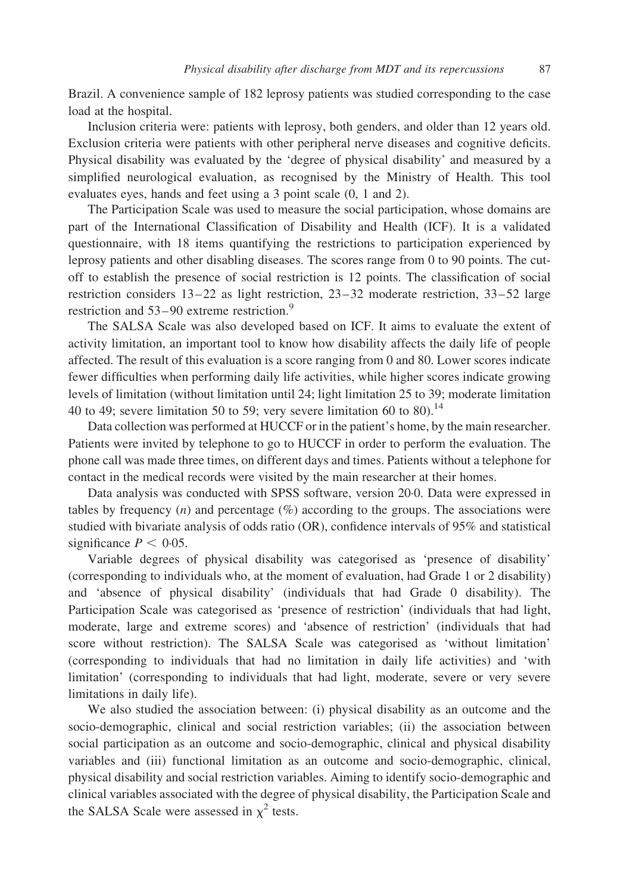Brazil. A convenience sample of 182 leprosy patients was studied corresponding to the case load at the hospital.

Inclusion criteria were: patients with leprosy, both genders, and older than 12 years old. Exclusion criteria were patients with other peripheral nerve diseases and cognitive deficits. Physical disability was evaluated by the 'degree of physical disability' and measured by a simplified neurological evaluation, as recognised by the Ministry of Health. This tool evaluates eyes, hands and feet using a 3 point scale (0, 1 and 2).

The Participation Scale was used to measure the social participation, whose domains are part of the International Classification of Disability and Health (ICF). It is a validated questionnaire, with 18 items quantifying the restrictions to participation experienced by leprosy patients and other disabling diseases. The scores range from 0 to 90 points. The cut-off to establish the presence of social restriction is 12 points. The classification of social restriction considers 13–22 as light restriction, 23–32 moderate restriction, 33–52 large restriction and 53–90 extreme restriction.[9]

The SALSA Scale was also developed based on ICF. It aims to evaluate the extent of activity limitation, an important tool to know how disability affects the daily life of people affected. The result of this evaluation is a score ranging from 0 and 80. Lower scores indicate fewer difficulties when performing daily life activities, while higher scores indicate growing levels of limitation (without limitation until 24; light limitation 25 to 39; moderate limitation 40 to 49; severe limitation 50 to 59; very severe limitation 60 to 80).[14]

Data collection was performed at HUCCF or in the patient's home, by the main researcher. Patients were invited by telephone to go to HUCCF in order to perform the evaluation. The phone call was made three times, on different days and times. Patients without a telephone for contact in the medical records were visited by the main researcher at their homes.

Data analysis was conducted with SPSS software, version 20·0. Data were expressed in tables by frequency ($n$) and percentage (%) according to the groups. The associations were studied with bivariate analysis of odds ratio (OR), confidence intervals of 95% and statistical significance $P < 0{\cdot}05$.

Variable degrees of physical disability was categorised as 'presence of disability' (corresponding to individuals who, at the moment of evaluation, had Grade 1 or 2 disability) and 'absence of physical disability' (individuals that had Grade 0 disability). The Participation Scale was categorised as 'presence of restriction' (individuals that had light, moderate, large and extreme scores) and 'absence of restriction' (individuals that had score without restriction). The SALSA Scale was categorised as 'without limitation' (corresponding to individuals that had no limitation in daily life activities) and 'with limitation' (corresponding to individuals that had light, moderate, severe or very severe limitations in daily life).

We also studied the association between: (i) physical disability as an outcome and the socio-demographic, clinical and social restriction variables; (ii) the association between social participation as an outcome and socio-demographic, clinical and physical disability variables and (iii) functional limitation as an outcome and socio-demographic, clinical, physical disability and social restriction variables. Aiming to identify socio-demographic and clinical variables associated with the degree of physical disability, the Participation Scale and the SALSA Scale were assessed in $\chi^2$ tests.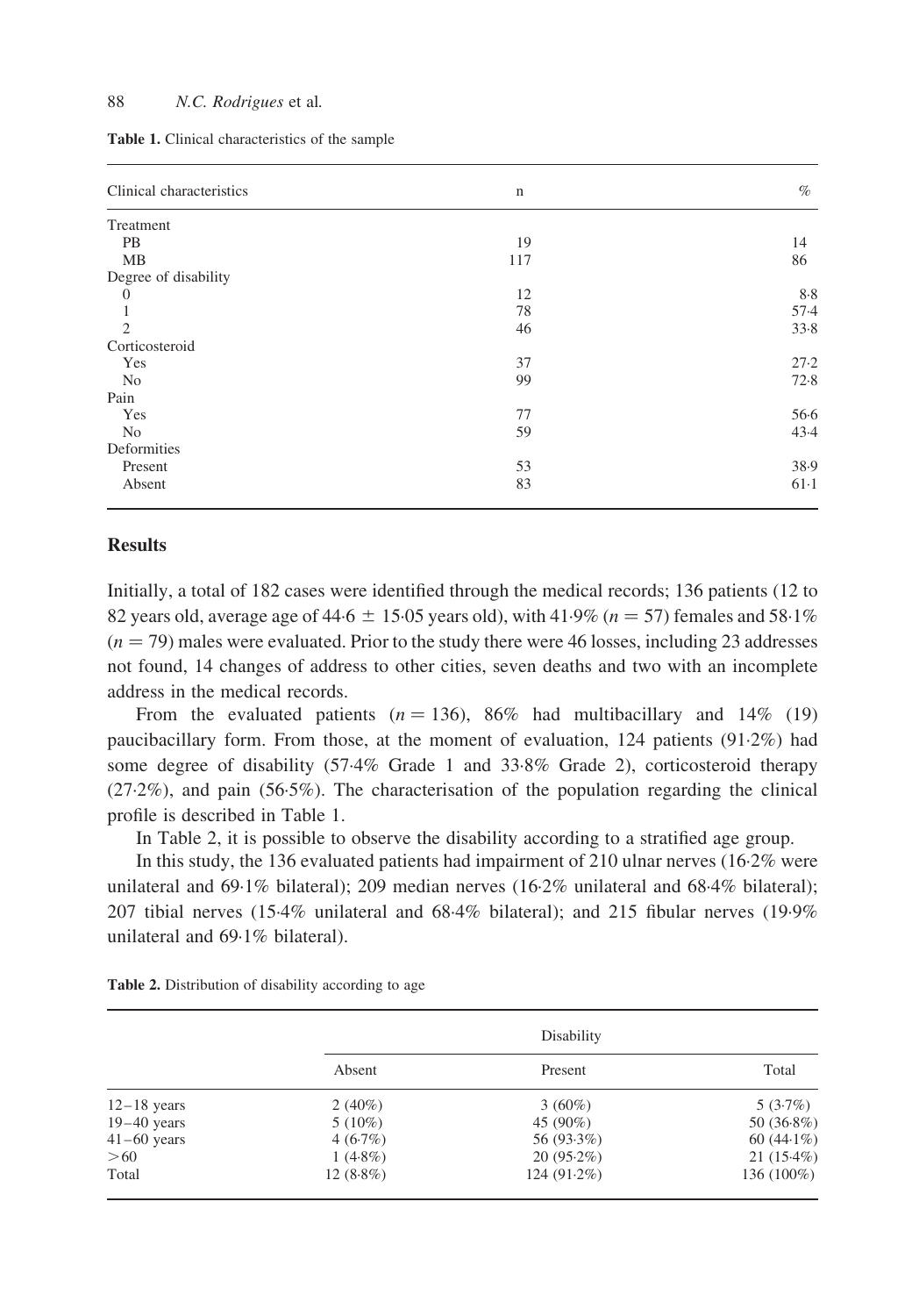**Table 1.** Clinical characteristics of the sample

| Clinical characteristics | n | % |
|---|---|---|
| Treatment | | |
| PB | 19 | 14 |
| MB | 117 | 86 |
| Degree of disability | | |
| 0 | 12 | 8·8 |
| 1 | 78 | 57·4 |
| 2 | 46 | 33·8 |
| Corticosteroid | | |
| Yes | 37 | 27·2 |
| No | 99 | 72·8 |
| Pain | | |
| Yes | 77 | 56·6 |
| No | 59 | 43·4 |
| Deformities | | |
| Present | 53 | 38·9 |
| Absent | 83 | 61·1 |

## Results

Initially, a total of 182 cases were identified through the medical records; 136 patients (12 to 82 years old, average age of 44·6 ± 15·05 years old), with 41·9% ($n = 57$) females and 58·1% ($n = 79$) males were evaluated. Prior to the study there were 46 losses, including 23 addresses not found, 14 changes of address to other cities, seven deaths and two with an incomplete address in the medical records.

From the evaluated patients ($n = 136$), 86% had multibacillary and 14% (19) paucibacillary form. From those, at the moment of evaluation, 124 patients (91·2%) had some degree of disability (57·4% Grade 1 and 33·8% Grade 2), corticosteroid therapy (27·2%), and pain (56·5%). The characterisation of the population regarding the clinical profile is described in Table 1.

In Table 2, it is possible to observe the disability according to a stratified age group.

In this study, the 136 evaluated patients had impairment of 210 ulnar nerves (16·2% were unilateral and 69·1% bilateral); 209 median nerves (16·2% unilateral and 68·4% bilateral); 207 tibial nerves (15·4% unilateral and 68·4% bilateral); and 215 fibular nerves (19·9% unilateral and 69·1% bilateral).

**Table 2.** Distribution of disability according to age

| | Disability | | |
|---|---|---|---|
| | Absent | Present | Total |
| 12–18 years | 2 (40%) | 3 (60%) | 5 (3·7%) |
| 19–40 years | 5 (10%) | 45 (90%) | 50 (36·8%) |
| 41–60 years | 4 (6·7%) | 56 (93·3%) | 60 (44·1%) |
| >60 | 1 (4·8%) | 20 (95·2%) | 21 (15·4%) |
| Total | 12 (8·8%) | 124 (91·2%) | 136 (100%) |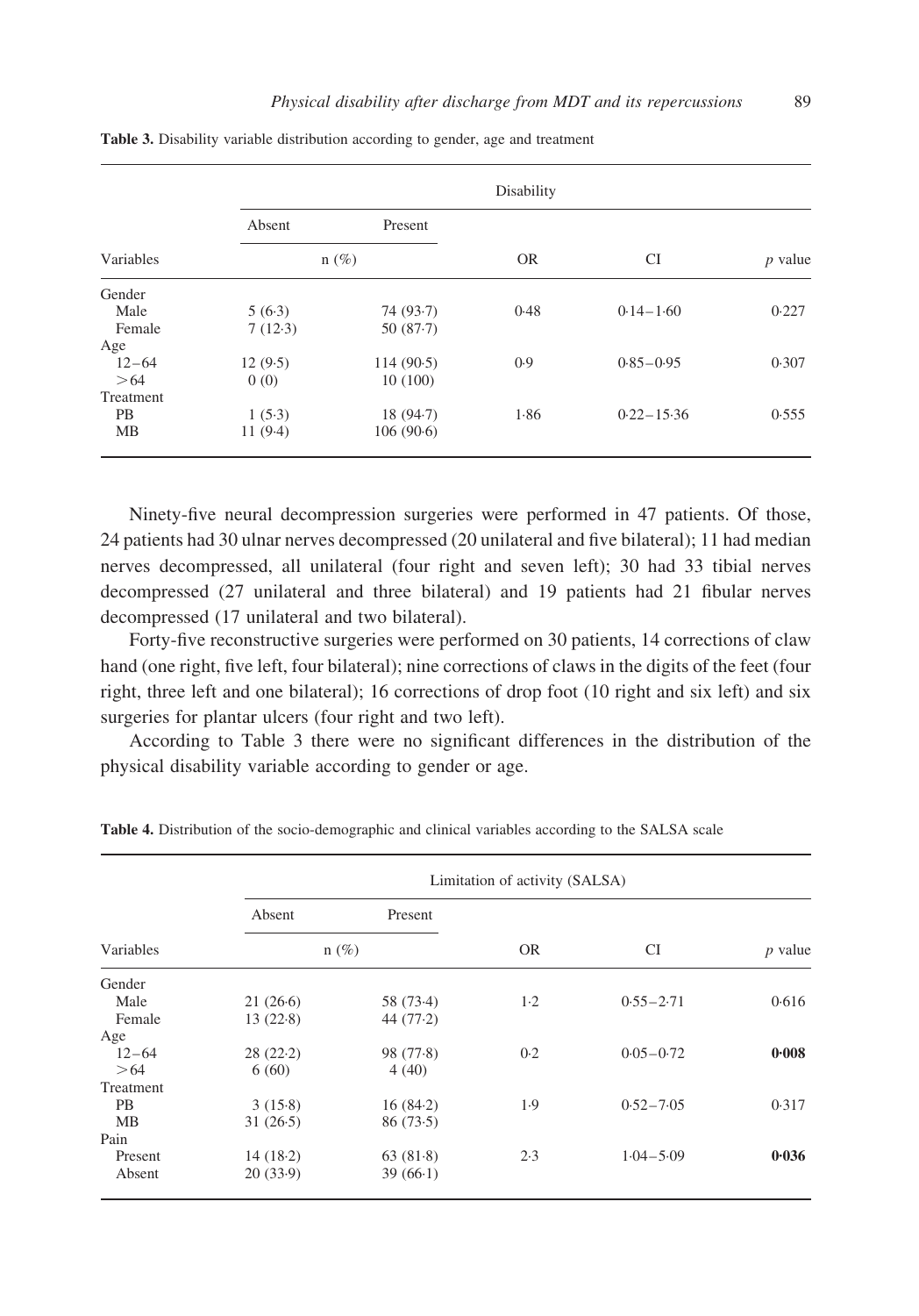**Table 3.** Disability variable distribution according to gender, age and treatment

| Variables | Disability | | | | |
|---|---|---|---|---|---|
| | Absent | Present | | | |
| | n (%) | | OR | CI | *p* value |
| Gender | | | | | |
| Male | 5 (6·3) | 74 (93·7) | 0·48 | 0·14–1·60 | 0·227 |
| Female | 7 (12·3) | 50 (87·7) | | | |
| Age | | | | | |
| 12–64 | 12 (9·5) | 114 (90·5) | 0·9 | 0·85–0·95 | 0·307 |
| >64 | 0 (0) | 10 (100) | | | |
| Treatment | | | | | |
| PB | 1 (5·3) | 18 (94·7) | 1·86 | 0·22–15·36 | 0·555 |
| MB | 11 (9·4) | 106 (90·6) | | | |

Ninety-five neural decompression surgeries were performed in 47 patients. Of those, 24 patients had 30 ulnar nerves decompressed (20 unilateral and five bilateral); 11 had median nerves decompressed, all unilateral (four right and seven left); 30 had 33 tibial nerves decompressed (27 unilateral and three bilateral) and 19 patients had 21 fibular nerves decompressed (17 unilateral and two bilateral).

Forty-five reconstructive surgeries were performed on 30 patients, 14 corrections of claw hand (one right, five left, four bilateral); nine corrections of claws in the digits of the feet (four right, three left and one bilateral); 16 corrections of drop foot (10 right and six left) and six surgeries for plantar ulcers (four right and two left).

According to Table 3 there were no significant differences in the distribution of the physical disability variable according to gender or age.

**Table 4.** Distribution of the socio-demographic and clinical variables according to the SALSA scale

| Variables | Limitation of activity (SALSA) | | | | |
|---|---|---|---|---|---|
| | Absent | Present | | | |
| | n (%) | | OR | CI | *p* value |
| Gender | | | | | |
| Male | 21 (26·6) | 58 (73·4) | 1·2 | 0·55–2·71 | 0·616 |
| Female | 13 (22·8) | 44 (77·2) | | | |
| Age | | | | | |
| 12–64 | 28 (22·2) | 98 (77·8) | 0·2 | 0·05–0·72 | **0·008** |
| >64 | 6 (60) | 4 (40) | | | |
| Treatment | | | | | |
| PB | 3 (15·8) | 16 (84·2) | 1·9 | 0·52–7·05 | 0·317 |
| MB | 31 (26·5) | 86 (73·5) | | | |
| Pain | | | | | |
| Present | 14 (18·2) | 63 (81·8) | 2·3 | 1·04–5·09 | **0·036** |
| Absent | 20 (33·9) | 39 (66·1) | | | |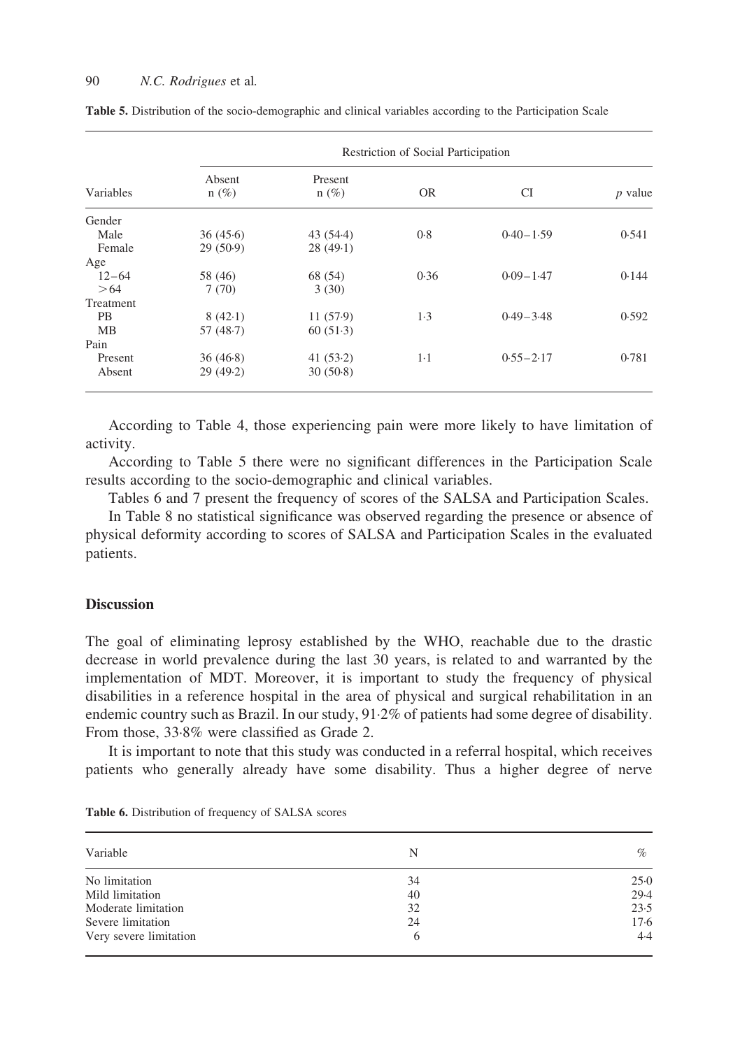**Table 5.** Distribution of the socio-demographic and clinical variables according to the Participation Scale

| | Restriction of Social Participation | | | | |
|---|---|---|---|---|---|
| Variables | Absent n (%) | Present n (%) | OR | CI | *p* value |
| Gender | | | | | |
| Male | 36 (45·6) | 43 (54·4) | 0·8 | 0·40–1·59 | 0·541 |
| Female | 29 (50·9) | 28 (49·1) | | | |
| Age | | | | | |
| 12–64 | 58 (46) | 68 (54) | 0·36 | 0·09–1·47 | 0·144 |
| >64 | 7 (70) | 3 (30) | | | |
| Treatment | | | | | |
| PB | 8 (42·1) | 11 (57·9) | 1·3 | 0·49–3·48 | 0·592 |
| MB | 57 (48·7) | 60 (51·3) | | | |
| Pain | | | | | |
| Present | 36 (46·8) | 41 (53·2) | 1·1 | 0·55–2·17 | 0·781 |
| Absent | 29 (49·2) | 30 (50·8) | | | |

According to Table 4, those experiencing pain were more likely to have limitation of activity.

According to Table 5 there were no significant differences in the Participation Scale results according to the socio-demographic and clinical variables.

Tables 6 and 7 present the frequency of scores of the SALSA and Participation Scales.

In Table 8 no statistical significance was observed regarding the presence or absence of physical deformity according to scores of SALSA and Participation Scales in the evaluated patients.

## Discussion

The goal of eliminating leprosy established by the WHO, reachable due to the drastic decrease in world prevalence during the last 30 years, is related to and warranted by the implementation of MDT. Moreover, it is important to study the frequency of physical disabilities in a reference hospital in the area of physical and surgical rehabilitation in an endemic country such as Brazil. In our study, 91·2% of patients had some degree of disability. From those, 33·8% were classified as Grade 2.

It is important to note that this study was conducted in a referral hospital, which receives patients who generally already have some disability. Thus a higher degree of nerve

**Table 6.** Distribution of frequency of SALSA scores

| Variable | N | % |
|---|---|---|
| No limitation | 34 | 25·0 |
| Mild limitation | 40 | 29·4 |
| Moderate limitation | 32 | 23·5 |
| Severe limitation | 24 | 17·6 |
| Very severe limitation | 6 | 4·4 |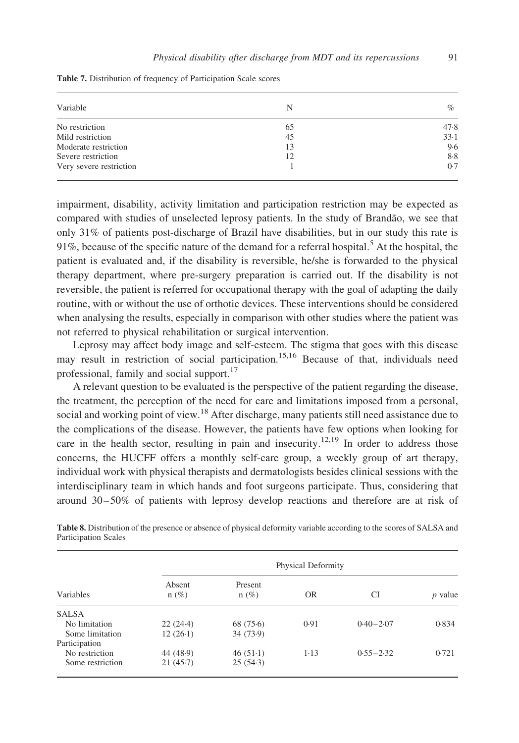**Table 7.** Distribution of frequency of Participation Scale scores

| Variable | N | % |
|---|---|---|
| No restriction | 65 | 47·8 |
| Mild restriction | 45 | 33·1 |
| Moderate restriction | 13 | 9·6 |
| Severe restriction | 12 | 8·8 |
| Very severe restriction | 1 | 0·7 |

impairment, disability, activity limitation and participation restriction may be expected as compared with studies of unselected leprosy patients. In the study of Brandão, we see that only 31% of patients post-discharge of Brazil have disabilities, but in our study this rate is 91%, because of the specific nature of the demand for a referral hospital.[5] At the hospital, the patient is evaluated and, if the disability is reversible, he/she is forwarded to the physical therapy department, where pre-surgery preparation is carried out. If the disability is not reversible, the patient is referred for occupational therapy with the goal of adapting the daily routine, with or without the use of orthotic devices. These interventions should be considered when analysing the results, especially in comparison with other studies where the patient was not referred to physical rehabilitation or surgical intervention.

Leprosy may affect body image and self-esteem. The stigma that goes with this disease may result in restriction of social participation.[15,16] Because of that, individuals need professional, family and social support.[17]

A relevant question to be evaluated is the perspective of the patient regarding the disease, the treatment, the perception of the need for care and limitations imposed from a personal, social and working point of view.[18] After discharge, many patients still need assistance due to the complications of the disease. However, the patients have few options when looking for care in the health sector, resulting in pain and insecurity.[12,19] In order to address those concerns, the HUCFF offers a monthly self-care group, a weekly group of art therapy, individual work with physical therapists and dermatologists besides clinical sessions with the interdisciplinary team in which hands and foot surgeons participate. Thus, considering that around 30–50% of patients with leprosy develop reactions and therefore are at risk of

**Table 8.** Distribution of the presence or absence of physical deformity variable according to the scores of SALSA and Participation Scales

| | Physical Deformity | | | | |
|---|---|---|---|---|---|
| Variables | Absent n (%) | Present n (%) | OR | CI | *p* value |
| SALSA | | | | | |
| No limitation | 22 (24·4) | 68 (75·6) | 0·91 | 0·40–2·07 | 0·834 |
| Some limitation | 12 (26·1) | 34 (73·9) | | | |
| Participation | | | | | |
| No restriction | 44 (48·9) | 46 (51·1) | 1·13 | 0·55–2·32 | 0·721 |
| Some restriction | 21 (45·7) | 25 (54·3) | | | |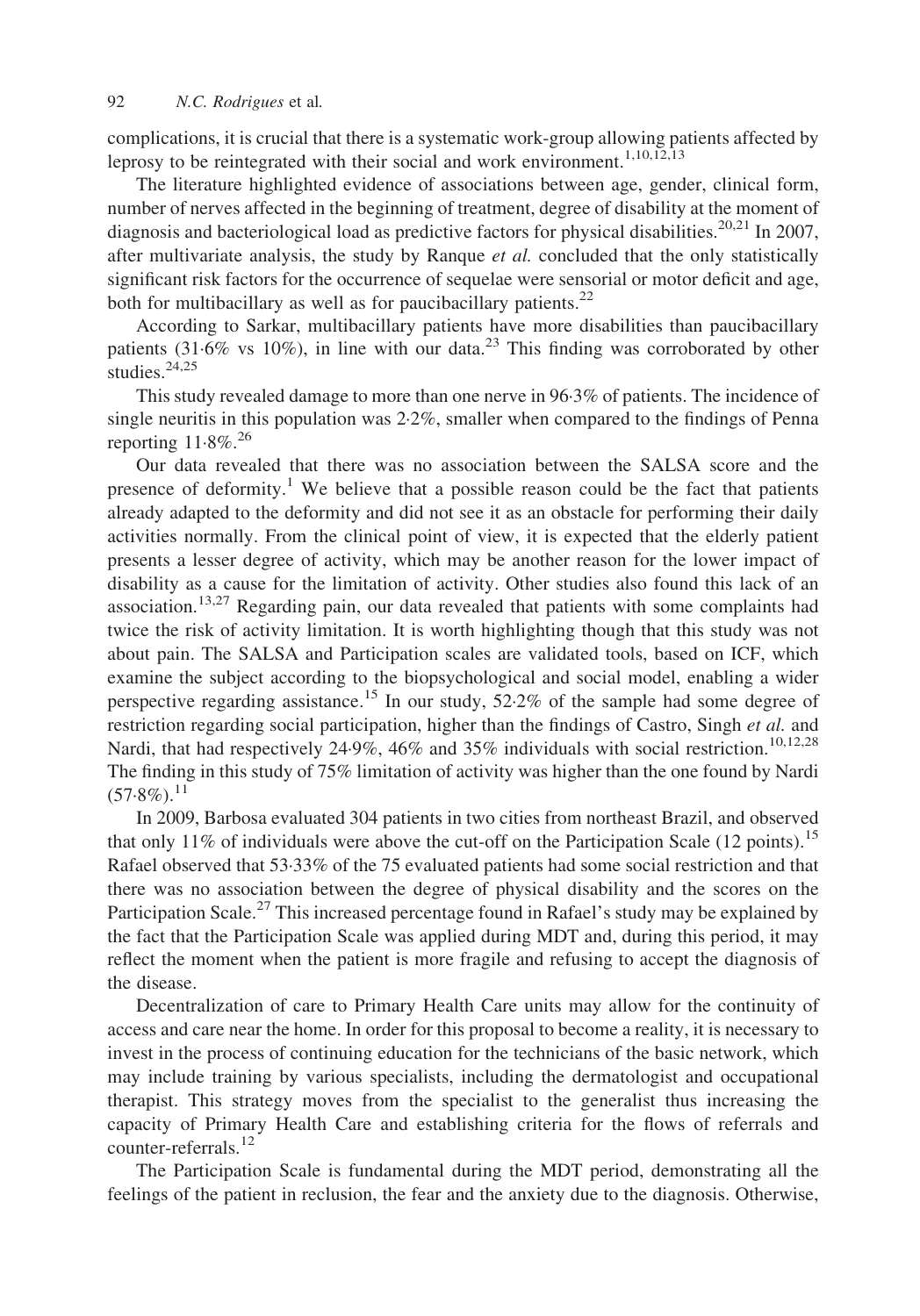complications, it is crucial that there is a systematic work-group allowing patients affected by leprosy to be reintegrated with their social and work environment.[1,10,12,13]

The literature highlighted evidence of associations between age, gender, clinical form, number of nerves affected in the beginning of treatment, degree of disability at the moment of diagnosis and bacteriological load as predictive factors for physical disabilities.[20,21] In 2007, after multivariate analysis, the study by Ranque *et al.* concluded that the only statistically significant risk factors for the occurrence of sequelae were sensorial or motor deficit and age, both for multibacillary as well as for paucibacillary patients.[22]

According to Sarkar, multibacillary patients have more disabilities than paucibacillary patients (31·6% vs 10%), in line with our data.[23] This finding was corroborated by other studies.[24,25]

This study revealed damage to more than one nerve in 96·3% of patients. The incidence of single neuritis in this population was 2·2%, smaller when compared to the findings of Penna reporting 11·8%.[26]

Our data revealed that there was no association between the SALSA score and the presence of deformity.[1] We believe that a possible reason could be the fact that patients already adapted to the deformity and did not see it as an obstacle for performing their daily activities normally. From the clinical point of view, it is expected that the elderly patient presents a lesser degree of activity, which may be another reason for the lower impact of disability as a cause for the limitation of activity. Other studies also found this lack of an association.[13,27] Regarding pain, our data revealed that patients with some complaints had twice the risk of activity limitation. It is worth highlighting though that this study was not about pain. The SALSA and Participation scales are validated tools, based on ICF, which examine the subject according to the biopsychological and social model, enabling a wider perspective regarding assistance.[15] In our study, 52·2% of the sample had some degree of restriction regarding social participation, higher than the findings of Castro, Singh *et al.* and Nardi, that had respectively 24·9%, 46% and 35% individuals with social restriction.[10,12,28] The finding in this study of 75% limitation of activity was higher than the one found by Nardi (57·8%).[11]

In 2009, Barbosa evaluated 304 patients in two cities from northeast Brazil, and observed that only 11% of individuals were above the cut-off on the Participation Scale (12 points).[15] Rafael observed that 53·33% of the 75 evaluated patients had some social restriction and that there was no association between the degree of physical disability and the scores on the Participation Scale.[27] This increased percentage found in Rafael's study may be explained by the fact that the Participation Scale was applied during MDT and, during this period, it may reflect the moment when the patient is more fragile and refusing to accept the diagnosis of the disease.

Decentralization of care to Primary Health Care units may allow for the continuity of access and care near the home. In order for this proposal to become a reality, it is necessary to invest in the process of continuing education for the technicians of the basic network, which may include training by various specialists, including the dermatologist and occupational therapist. This strategy moves from the specialist to the generalist thus increasing the capacity of Primary Health Care and establishing criteria for the flows of referrals and counter-referrals.[12]

The Participation Scale is fundamental during the MDT period, demonstrating all the feelings of the patient in reclusion, the fear and the anxiety due to the diagnosis. Otherwise,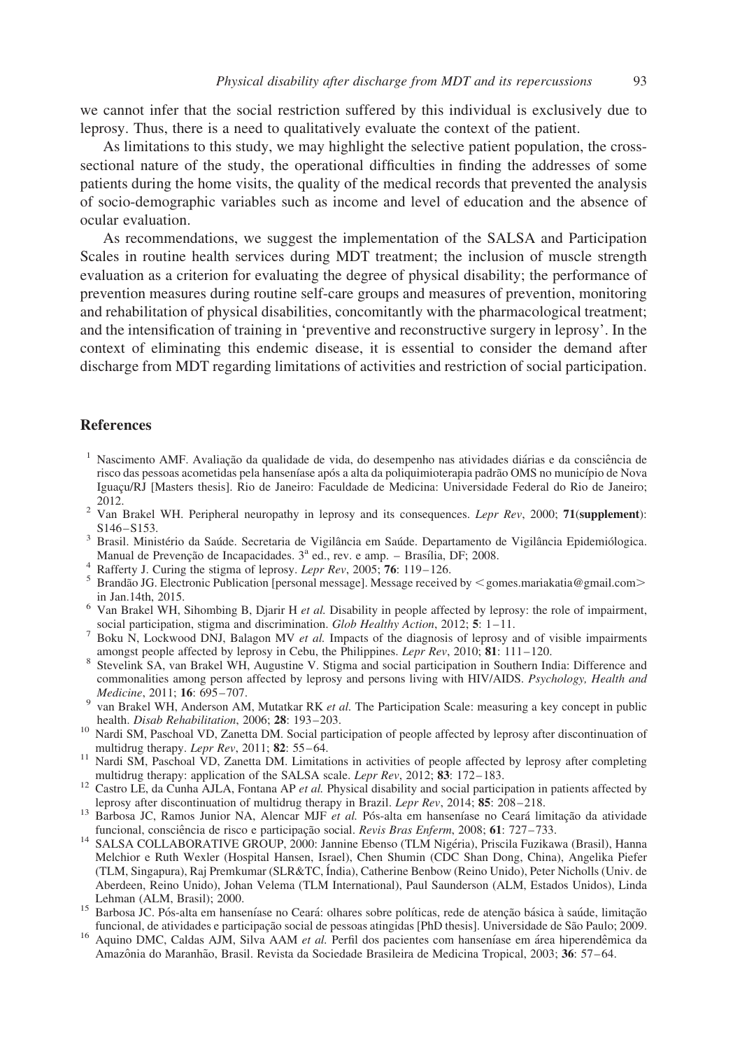we cannot infer that the social restriction suffered by this individual is exclusively due to leprosy. Thus, there is a need to qualitatively evaluate the context of the patient.

As limitations to this study, we may highlight the selective patient population, the cross-sectional nature of the study, the operational difficulties in finding the addresses of some patients during the home visits, the quality of the medical records that prevented the analysis of socio-demographic variables such as income and level of education and the absence of ocular evaluation.

As recommendations, we suggest the implementation of the SALSA and Participation Scales in routine health services during MDT treatment; the inclusion of muscle strength evaluation as a criterion for evaluating the degree of physical disability; the performance of prevention measures during routine self-care groups and measures of prevention, monitoring and rehabilitation of physical disabilities, concomitantly with the pharmacological treatment; and the intensification of training in 'preventive and reconstructive surgery in leprosy'. In the context of eliminating this endemic disease, it is essential to consider the demand after discharge from MDT regarding limitations of activities and restriction of social participation.

## References

1. Nascimento AMF. Avaliação da qualidade de vida, do desempenho nas atividades diárias e da consciência de risco das pessoas acometidas pela hanseníase após a alta da poliquimioterapia padrão OMS no município de Nova Iguaçu/RJ [Masters thesis]. Rio de Janeiro: Faculdade de Medicina: Universidade Federal do Rio de Janeiro; 2012.
2. Van Brakel WH. Peripheral neuropathy in leprosy and its consequences. *Lepr Rev*, 2000; **71**(**supplement**): S146–S153.
3. Brasil. Ministério da Saúde. Secretaria de Vigilância em Saúde. Departamento de Vigilância Epidemiológica. Manual de Prevenção de Incapacidades. 3ª ed., rev. e amp. – Brasília, DF; 2008.
4. Rafferty J. Curing the stigma of leprosy. *Lepr Rev*, 2005; **76**: 119–126.
5. Brandão JG. Electronic Publication [personal message]. Message received by < gomes.mariakatia@gmail.com> in Jan.14th, 2015.
6. Van Brakel WH, Sihombing B, Djarir H *et al.* Disability in people affected by leprosy: the role of impairment, social participation, stigma and discrimination. *Glob Healthy Action*, 2012; **5**: 1–11.
7. Boku N, Lockwood DNJ, Balagon MV *et al.* Impacts of the diagnosis of leprosy and of visible impairments amongst people affected by leprosy in Cebu, the Philippines. *Lepr Rev*, 2010; **81**: 111–120.
8. Stevelink SA, van Brakel WH, Augustine V. Stigma and social participation in Southern India: Difference and commonalities among person affected by leprosy and persons living with HIV/AIDS. *Psychology, Health and Medicine*, 2011; **16**: 695–707.
9. van Brakel WH, Anderson AM, Mutatkar RK *et al.* The Participation Scale: measuring a key concept in public health. *Disab Rehabilitation*, 2006; **28**: 193–203.
10. Nardi SM, Paschoal VD, Zanetta DM. Social participation of people affected by leprosy after discontinuation of multidrug therapy. *Lepr Rev*, 2011; **82**: 55–64.
11. Nardi SM, Paschoal VD, Zanetta DM. Limitations in activities of people affected by leprosy after completing multidrug therapy: application of the SALSA scale. *Lepr Rev*, 2012; **83**: 172–183.
12. Castro LE, da Cunha AJLA, Fontana AP *et al.* Physical disability and social participation in patients affected by leprosy after discontinuation of multidrug therapy in Brazil. *Lepr Rev*, 2014; **85**: 208–218.
13. Barbosa JC, Ramos Junior NA, Alencar MJF *et al.* Pós-alta em hanseníase no Ceará limitação da atividade funcional, consciência de risco e participação social. *Revis Bras Enferm*, 2008; **61**: 727–733.
14. SALSA COLLABORATIVE GROUP, 2000: Jannine Ebenso (TLM Nigéria), Priscila Fuzikawa (Brasil), Hanna Melchior e Ruth Wexler (Hospital Hansen, Israel), Chen Shumin (CDC Shan Dong, China), Angelika Piefer (TLM, Singapura), Raj Premkumar (SLR&TC, Índia), Catherine Benbow (Reino Unido), Peter Nicholls (Univ. de Aberdeen, Reino Unido), Johan Velema (TLM International), Paul Saunderson (ALM, Estados Unidos), Linda Lehman (ALM, Brasil); 2000.
15. Barbosa JC. Pós-alta em hanseníase no Ceará: olhares sobre políticas, rede de atenção básica à saúde, limitação funcional, de atividades e participação social de pessoas atingidas [PhD thesis]. Universidade de São Paulo; 2009.
16. Aquino DMC, Caldas AJM, Silva AAM *et al.* Perfil dos pacientes com hanseníase em área hiperendêmica da Amazônia do Maranhão, Brasil. Revista da Sociedade Brasileira de Medicina Tropical, 2003; **36**: 57–64.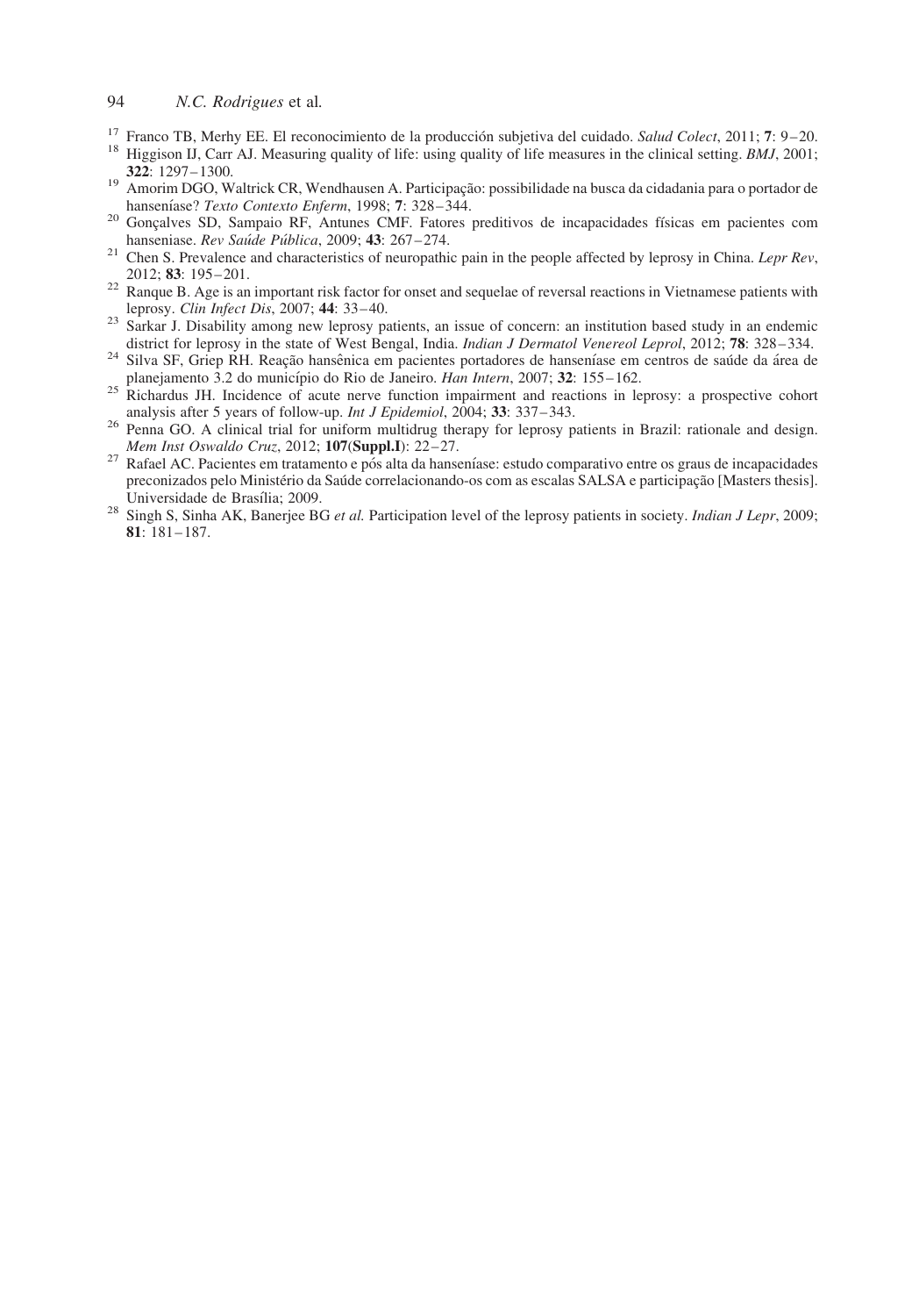[17] Franco TB, Merhy EE. El reconocimiento de la producción subjetiva del cuidado. *Salud Colect*, 2011; **7**: 9–20.

[18] Higgison IJ, Carr AJ. Measuring quality of life: using quality of life measures in the clinical setting. *BMJ*, 2001; **322**: 1297–1300.

[19] Amorim DGO, Waltrick CR, Wendhausen A. Participação: possibilidade na busca da cidadania para o portador de hanseníase? *Texto Contexto Enferm*, 1998; **7**: 328–344.

[20] Gonçalves SD, Sampaio RF, Antunes CMF. Fatores preditivos de incapacidades físicas em pacientes com hanseniase. *Rev Saúde Pública*, 2009; **43**: 267–274.

[21] Chen S. Prevalence and characteristics of neuropathic pain in the people affected by leprosy in China. *Lepr Rev*, 2012; **83**: 195–201.

[22] Ranque B. Age is an important risk factor for onset and sequelae of reversal reactions in Vietnamese patients with leprosy. *Clin Infect Dis*, 2007; **44**: 33–40.

[23] Sarkar J. Disability among new leprosy patients, an issue of concern: an institution based study in an endemic district for leprosy in the state of West Bengal, India. *Indian J Dermatol Venereol Leprol*, 2012; **78**: 328–334.

[24] Silva SF, Griep RH. Reação hansênica em pacientes portadores de hanseníase em centros de saúde da área de planejamento 3.2 do município do Rio de Janeiro. *Han Intern*, 2007; **32**: 155–162.

[25] Richardus JH. Incidence of acute nerve function impairment and reactions in leprosy: a prospective cohort analysis after 5 years of follow-up. *Int J Epidemiol*, 2004; **33**: 337–343.

[26] Penna GO. A clinical trial for uniform multidrug therapy for leprosy patients in Brazil: rationale and design. *Mem Inst Oswaldo Cruz*, 2012; **107(Suppl.I)**: 22–27.

[27] Rafael AC. Pacientes em tratamento e pós alta da hanseníase: estudo comparativo entre os graus de incapacidades preconizados pelo Ministério da Saúde correlacionando-os com as escalas SALSA e participação [Masters thesis]. Universidade de Brasília; 2009.

[28] Singh S, Sinha AK, Banerjee BG *et al.* Participation level of the leprosy patients in society. *Indian J Lepr*, 2009; **81**: 181–187.